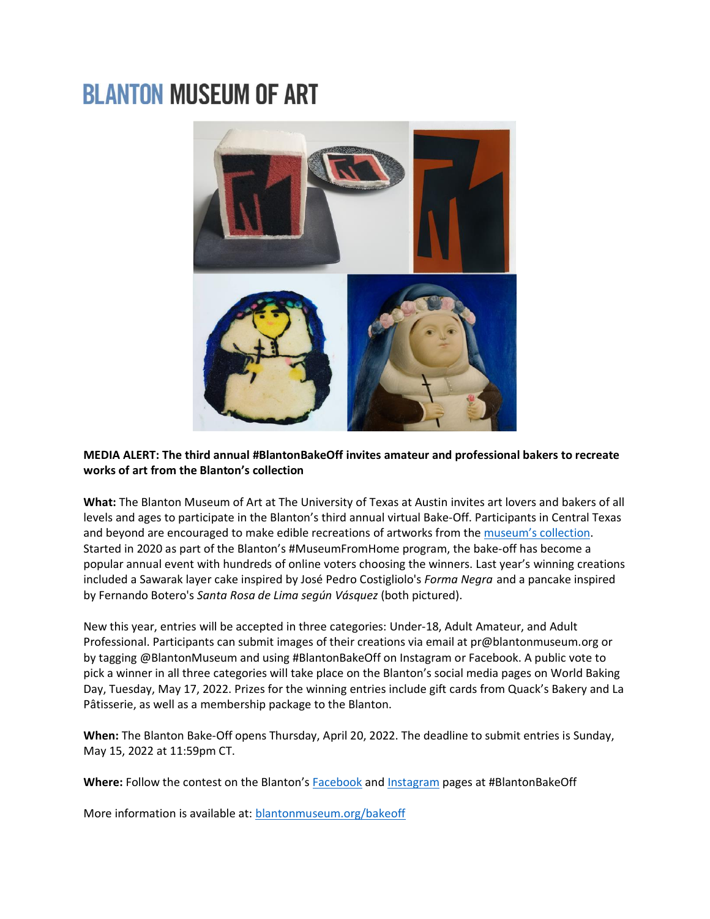# BLANTON MUSEUM OF ART

**MEDIA ALERT: The third annual #BlantonBakeOff invites amateur and professional bakers to recreate works of art from the Blanton's collection**

**What:** The Blanton Museum of Art at The University of Texas at Austin invites art lovers and bakers of all levels and ages to participate in the Blanton's third annual virtual Bake-Off. Participants in Central Texas and beyond are encouraged to make edible recreations of artworks from the museum's collection. Started in 2020 as part of the Blanton's #MuseumFromHome program, the bake-off has become a popular annual event with hundreds of online voters choosing the winners. Last year's winning creations included a Sawarak layer cake inspired by José Pedro Costigliolo's *Forma Negra* and a pancake inspired by Fernando Botero's *Santa Rosa de Lima según Vásquez* (both pictured).

New this year, entries will be accepted in three categories: Under-18, Adult Amateur, and Adult Professional. Participants can submit images of their creations via email at pr@blantonmuseum.org or by tagging @BlantonMuseum and using #BlantonBakeOff on Instagram or Facebook. A public vote to pick a winner in all three categories will take place on the Blanton's social media pages on World Baking Day, Tuesday, May 17, 2022. Prizes for the winning entries include gift cards from Quack's Bakery and La Pâtisserie, as well as a membership package to the Blanton.

**When:** The Blanton Bake-Off opens Thursday, April 20, 2022. The deadline to submit entries is Sunday, May 15, 2022 at 11:59pm CT.

**Where:** Follow the contest on the Blanton's Facebook and Instagram pages at #BlantonBakeOff

More information is available at: blantonmuseum.org/bakeoff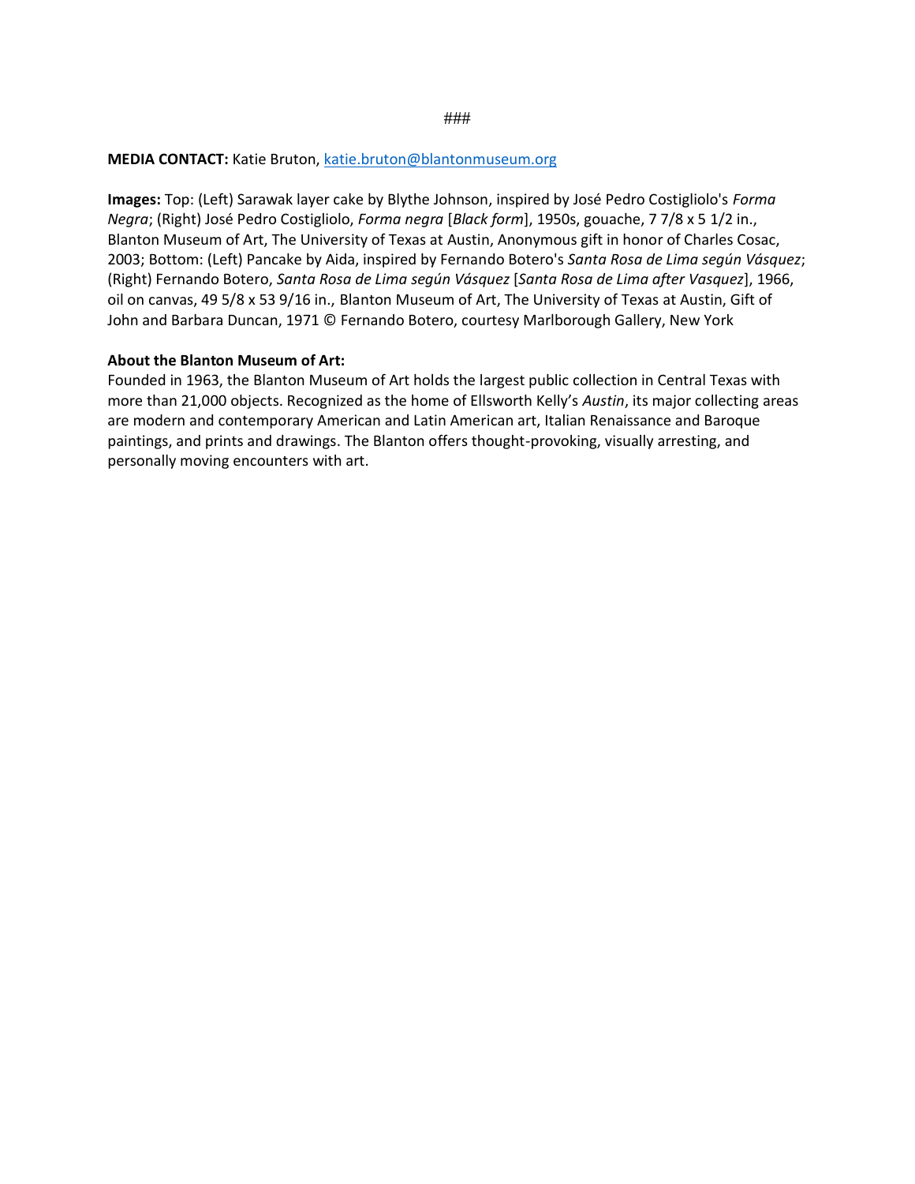###

**MEDIA CONTACT:** Katie Bruton, katie.bruton@blantonmuseum.org

**Images:** Top: (Left) Sarawak layer cake by Blythe Johnson, inspired by José Pedro Costigliolo's *Forma Negra*; (Right) José Pedro Costigliolo, *Forma negra* [*Black form*], 1950s, gouache, 7 7/8 x 5 1/2 in., Blanton Museum of Art, The University of Texas at Austin, Anonymous gift in honor of Charles Cosac, 2003; Bottom: (Left) Pancake by Aida, inspired by Fernando Botero's *Santa Rosa de Lima según Vásquez*; (Right) Fernando Botero, *Santa Rosa de Lima según Vásquez* [*Santa Rosa de Lima after Vasquez*], 1966, oil on canvas, 49 5/8 x 53 9/16 in., Blanton Museum of Art, The University of Texas at Austin, Gift of John and Barbara Duncan, 1971 © Fernando Botero, courtesy Marlborough Gallery, New York

**About the Blanton Museum of Art:**

Founded in 1963, the Blanton Museum of Art holds the largest public collection in Central Texas with more than 21,000 objects. Recognized as the home of Ellsworth Kelly's *Austin*, its major collecting areas are modern and contemporary American and Latin American art, Italian Renaissance and Baroque paintings, and prints and drawings. The Blanton offers thought-provoking, visually arresting, and personally moving encounters with art.